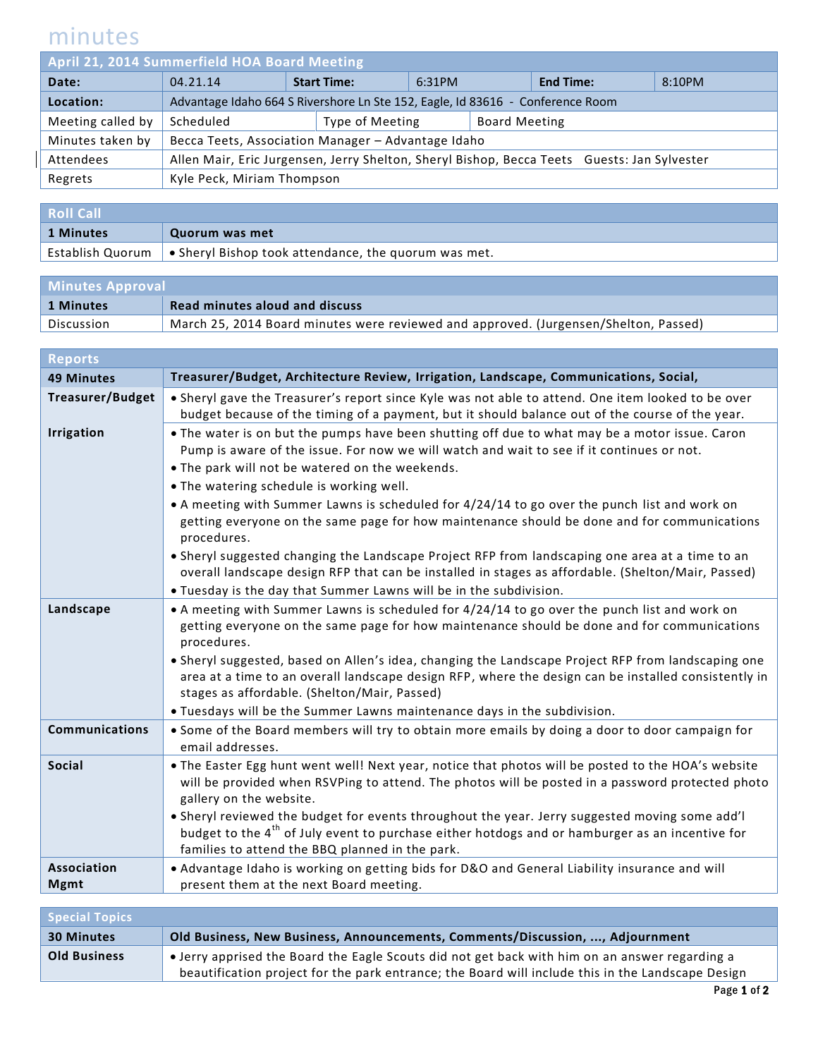# minutes

| April 21, 2014 Summerfield HOA Board Meeting | | | | | |
|---|---|---|---|---|---|
| **Date:** | 04.21.14 | **Start Time:** | 6:31PM | **End Time:** | 8:10PM |
| **Location:** | Advantage Idaho 664 S Rivershore Ln Ste 152, Eagle, Id 83616 - Conference Room | | | | |
| Meeting called by | Scheduled | Type of Meeting | Board Meeting | | |
| Minutes taken by | Becca Teets, Association Manager – Advantage Idaho | | | | |
| Attendees | Allen Mair, Eric Jurgensen, Jerry Shelton, Sheryl Bishop, Becca Teets Guests: Jan Sylvester | | | | |
| Regrets | Kyle Peck, Miriam Thompson | | | | |

| Roll Call | |
|---|---|
| **1 Minutes** | **Quorum was met** |
| Establish Quorum | • Sheryl Bishop took attendance, the quorum was met. |

| Minutes Approval | |
|---|---|
| **1 Minutes** | **Read minutes aloud and discuss** |
| Discussion | March 25, 2014 Board minutes were reviewed and approved. (Jurgensen/Shelton, Passed) |

| Reports | |
|---|---|
| **49 Minutes** | **Treasurer/Budget, Architecture Review, Irrigation, Landscape, Communications, Social,** |
| **Treasurer/Budget** | • Sheryl gave the Treasurer's report since Kyle was not able to attend. One item looked to be over budget because of the timing of a payment, but it should balance out of the course of the year. |
| **Irrigation** | • The water is on but the pumps have been shutting off due to what may be a motor issue. Caron Pump is aware of the issue. For now we will watch and wait to see if it continues or not.<br>• The park will not be watered on the weekends.<br>• The watering schedule is working well.<br>• A meeting with Summer Lawns is scheduled for 4/24/14 to go over the punch list and work on getting everyone on the same page for how maintenance should be done and for communications procedures.<br>• Sheryl suggested changing the Landscape Project RFP from landscaping one area at a time to an overall landscape design RFP that can be installed in stages as affordable. (Shelton/Mair, Passed)<br>• Tuesday is the day that Summer Lawns will be in the subdivision. |
| **Landscape** | • A meeting with Summer Lawns is scheduled for 4/24/14 to go over the punch list and work on getting everyone on the same page for how maintenance should be done and for communications procedures.<br>• Sheryl suggested, based on Allen's idea, changing the Landscape Project RFP from landscaping one area at a time to an overall landscape design RFP, where the design can be installed consistently in stages as affordable. (Shelton/Mair, Passed)<br>• Tuesdays will be the Summer Lawns maintenance days in the subdivision. |
| **Communications** | • Some of the Board members will try to obtain more emails by doing a door to door campaign for email addresses. |
| **Social** | • The Easter Egg hunt went well! Next year, notice that photos will be posted to the HOA's website will be provided when RSVPing to attend. The photos will be posted in a password protected photo gallery on the website.<br>• Sheryl reviewed the budget for events throughout the year. Jerry suggested moving some add'l budget to the 4th of July event to purchase either hotdogs and or hamburger as an incentive for families to attend the BBQ planned in the park. |
| **Association Mgmt** | • Advantage Idaho is working on getting bids for D&O and General Liability insurance and will present them at the next Board meeting. |

| Special Topics | |
|---|---|
| **30 Minutes** | **Old Business, New Business, Announcements, Comments/Discussion, ..., Adjournment** |
| **Old Business** | • Jerry apprised the Board the Eagle Scouts did not get back with him on an answer regarding a beautification project for the park entrance; the Board will include this in the Landscape Design |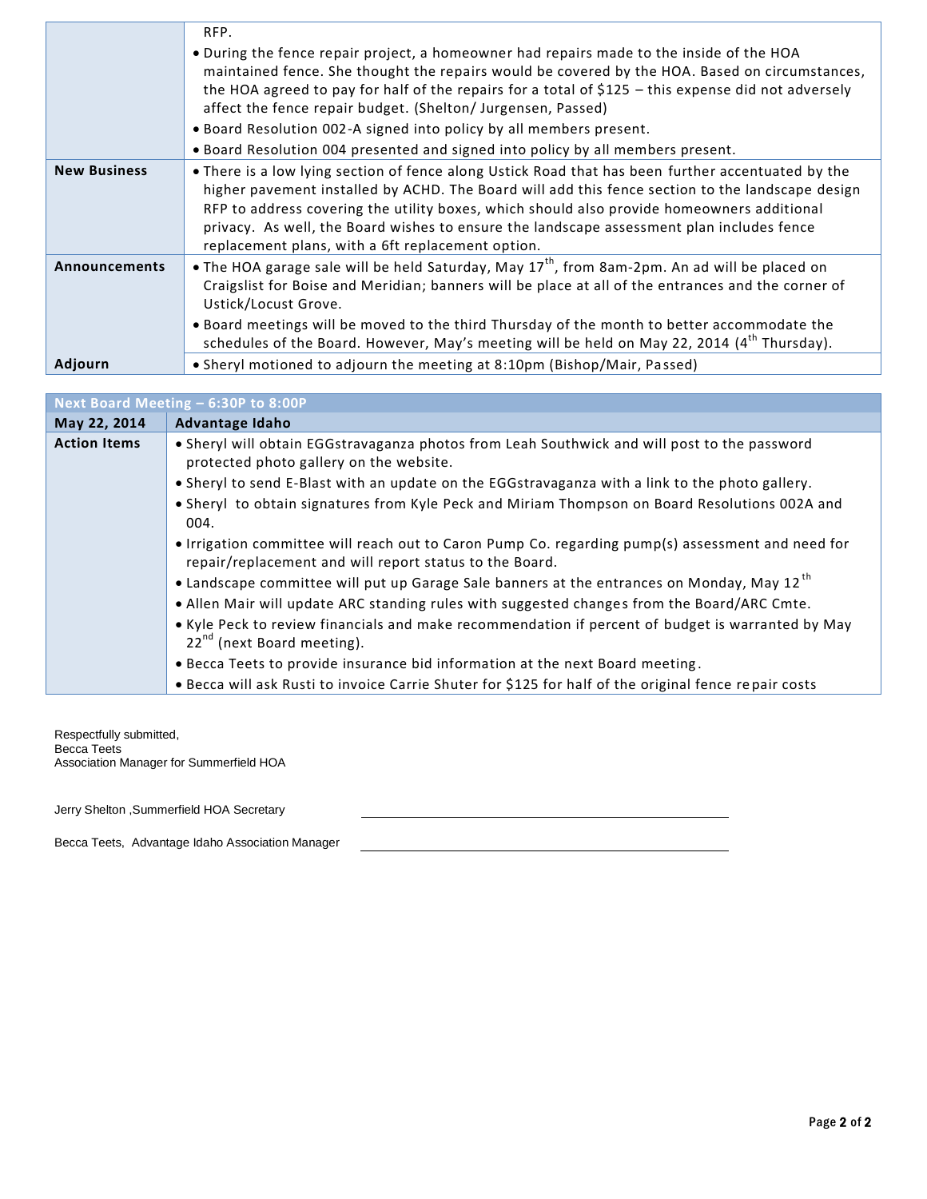| | |
|---|---|
| | RFP.<br>• During the fence repair project, a homeowner had repairs made to the inside of the HOA maintained fence. She thought the repairs would be covered by the HOA. Based on circumstances, the HOA agreed to pay for half of the repairs for a total of $125 – this expense did not adversely affect the fence repair budget. (Shelton/ Jurgensen, Passed)<br>• Board Resolution 002-A signed into policy by all members present.<br>• Board Resolution 004 presented and signed into policy by all members present. |
| **New Business** | • There is a low lying section of fence along Ustick Road that has been further accentuated by the higher pavement installed by ACHD. The Board will add this fence section to the landscape design RFP to address covering the utility boxes, which should also provide homeowners additional privacy. As well, the Board wishes to ensure the landscape assessment plan includes fence replacement plans, with a 6ft replacement option. |
| **Announcements** | • The HOA garage sale will be held Saturday, May 17th, from 8am-2pm. An ad will be placed on Craigslist for Boise and Meridian; banners will be place at all of the entrances and the corner of Ustick/Locust Grove.<br>• Board meetings will be moved to the third Thursday of the month to better accommodate the schedules of the Board. However, May's meeting will be held on May 22, 2014 (4th Thursday). |
| **Adjourn** | • Sheryl motioned to adjourn the meeting at 8:10pm (Bishop/Mair, Passed) |

| Next Board Meeting – 6:30P to 8:00P | |
|---|---|
| **May 22, 2014** | **Advantage Idaho** |
| **Action Items** | • Sheryl will obtain EGGstravaganza photos from Leah Southwick and will post to the password protected photo gallery on the website.<br>• Sheryl to send E-Blast with an update on the EGGstravaganza with a link to the photo gallery.<br>• Sheryl to obtain signatures from Kyle Peck and Miriam Thompson on Board Resolutions 002A and 004.<br>• Irrigation committee will reach out to Caron Pump Co. regarding pump(s) assessment and need for repair/replacement and will report status to the Board.<br>• Landscape committee will put up Garage Sale banners at the entrances on Monday, May 12th<br>• Allen Mair will update ARC standing rules with suggested changes from the Board/ARC Cmte.<br>• Kyle Peck to review financials and make recommendation if percent of budget is warranted by May 22nd (next Board meeting).<br>• Becca Teets to provide insurance bid information at the next Board meeting.<br>• Becca will ask Rusti to invoice Carrie Shuter for $125 for half of the original fence repair costs |

Respectfully submitted,
Becca Teets
Association Manager for Summerfield HOA

Jerry Shelton ,Summerfield HOA Secretary \_\_\_\_\_\_\_\_\_\_\_\_\_\_\_\_\_\_\_\_\_\_\_\_\_\_\_\_\_\_

Becca Teets, Advantage Idaho Association Manager \_\_\_\_\_\_\_\_\_\_\_\_\_\_\_\_\_\_\_\_\_\_\_\_\_\_\_\_\_\_